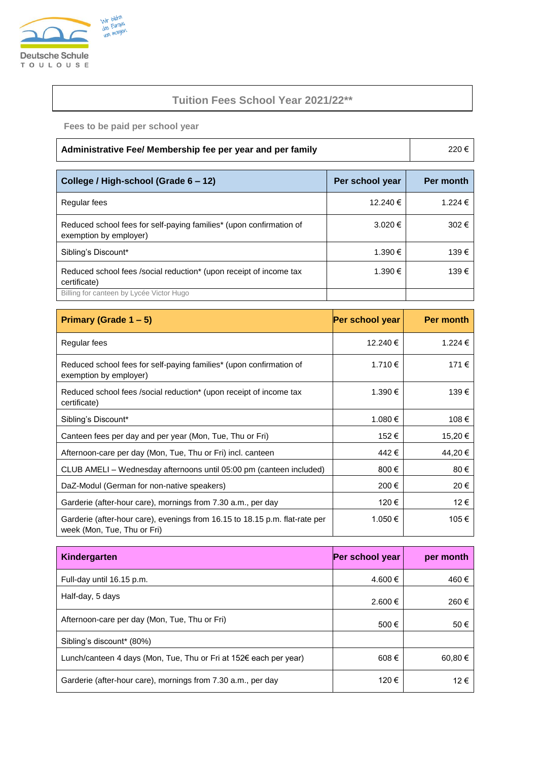Deutsche Schule TOULOUSE

Wir bilden das Europa von morgen.

# Tuition Fees School Year 2021/22**

Fees to be paid per school year

| Administrative Fee/ Membership fee per year and per family | 220 € |
|---|---|

| College / High-school (Grade 6 – 12) | Per school year | Per month |
|---|---|---|
| Regular fees | 12.240 € | 1.224 € |
| Reduced school fees for self-paying families* (upon confirmation of exemption by employer) | 3.020 € | 302 € |
| Sibling's Discount* | 1.390 € | 139 € |
| Reduced school fees /social reduction* (upon receipt of income tax certificate) | 1.390 € | 139 € |
| Billing for canteen by Lycée Victor Hugo | | |

| Primary (Grade 1 – 5) | Per school year | Per month |
|---|---|---|
| Regular fees | 12.240 € | 1.224 € |
| Reduced school fees for self-paying families* (upon confirmation of exemption by employer) | 1.710 € | 171 € |
| Reduced school fees /social reduction* (upon receipt of income tax certificate) | 1.390 € | 139 € |
| Sibling's Discount* | 1.080 € | 108 € |
| Canteen fees per day and per year (Mon, Tue, Thu or Fri) | 152 € | 15,20 € |
| Afternoon-care per day (Mon, Tue, Thu or Fri) incl. canteen | 442 € | 44,20 € |
| CLUB AMELI – Wednesday afternoons until 05:00 pm (canteen included) | 800 € | 80 € |
| DaZ-Modul (German for non-native speakers) | 200 € | 20 € |
| Garderie (after-hour care), mornings from 7.30 a.m., per day | 120 € | 12 € |
| Garderie (after-hour care), evenings from 16.15 to 18.15 p.m. flat-rate per week (Mon, Tue, Thu or Fri) | 1.050 € | 105 € |

| Kindergarten | Per school year | per month |
|---|---|---|
| Full-day until 16.15 p.m. | 4.600 € | 460 € |
| Half-day, 5 days | 2.600 € | 260 € |
| Afternoon-care per day (Mon, Tue, Thu or Fri) | 500 € | 50 € |
| Sibling's discount* (80%) | | |
| Lunch/canteen 4 days (Mon, Tue, Thu or Fri at 152€ each per year) | 608 € | 60,80 € |
| Garderie (after-hour care), mornings from 7.30 a.m., per day | 120 € | 12 € |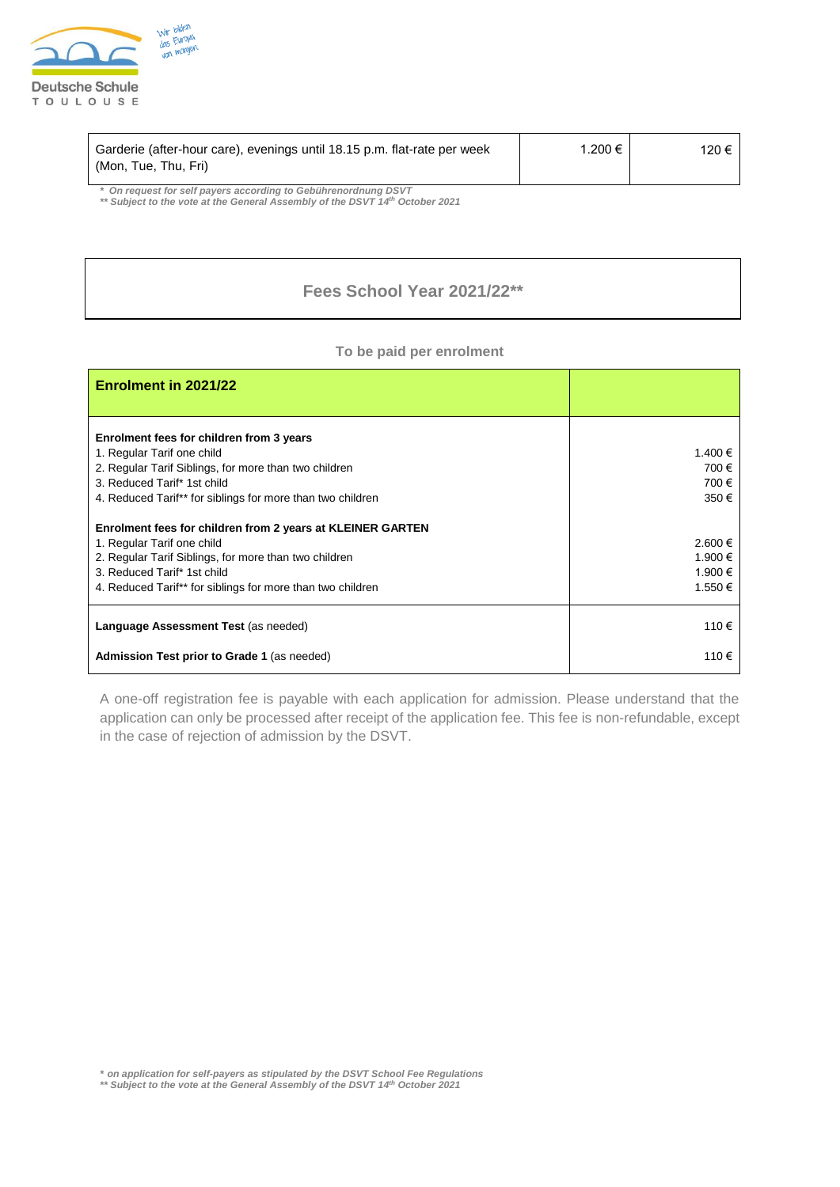| | | |
|---|---|---|
| Garderie (after-hour care), evenings until 18.15 p.m. flat-rate per week (Mon, Tue, Thu, Fri) | 1.200 € | 120 € |

*\* On request for self payers according to Gebührenordnung DSVT*
*\*\* Subject to the vote at the General Assembly of the DSVT 14th October 2021*

## Fees School Year 2021/22**

**To be paid per enrolment**

| **Enrolment in 2021/22** | |
|---|---|
| **Enrolment fees for children from 3 years** | |
| 1. Regular Tarif one child | 1.400 € |
| 2. Regular Tarif Siblings, for more than two children | 700 € |
| 3. Reduced Tarif* 1st child | 700 € |
| 4. Reduced Tarif** for siblings for more than two children | 350 € |
| **Enrolment fees for children from 2 years at KLEINER GARTEN** | |
| 1. Regular Tarif one child | 2.600 € |
| 2. Regular Tarif Siblings, for more than two children | 1.900 € |
| 3. Reduced Tarif* 1st child | 1.900 € |
| 4. Reduced Tarif** for siblings for more than two children | 1.550 € |
| **Language Assessment Test** (as needed) | 110 € |
| **Admission Test prior to Grade 1** (as needed) | 110 € |

A one-off registration fee is payable with each application for admission. Please understand that the application can only be processed after receipt of the application fee. This fee is non-refundable, except in the case of rejection of admission by the DSVT.

*\* on application for self-payers as stipulated by the DSVT School Fee Regulations*
*\*\* Subject to the vote at the General Assembly of the DSVT 14th October 2021*